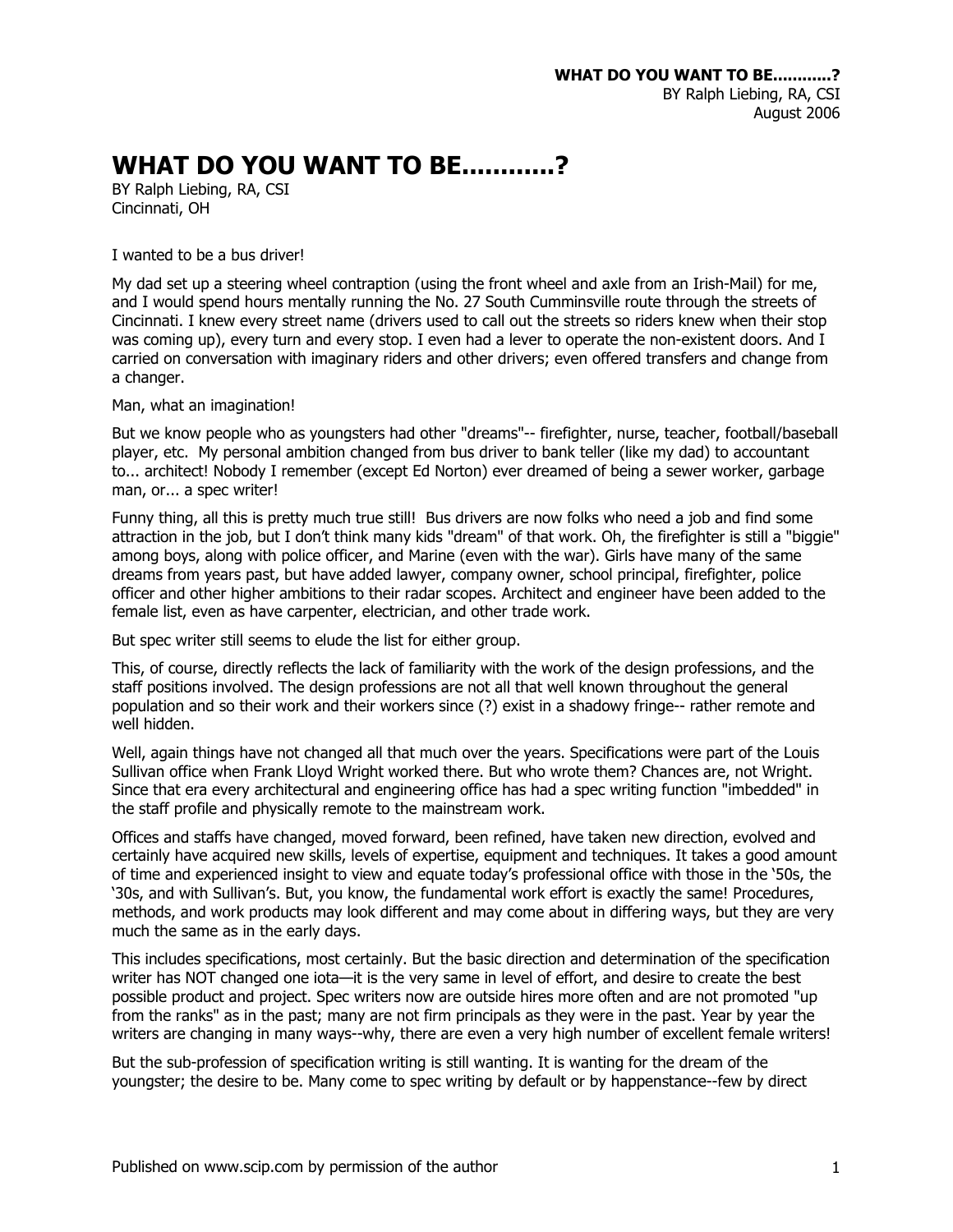# WHAT DO YOU WANT TO BE...........?

BY Ralph Liebing, RA, CSI
Cincinnati, OH

I wanted to be a bus driver!

My dad set up a steering wheel contraption (using the front wheel and axle from an Irish-Mail) for me, and I would spend hours mentally running the No. 27 South Cumminsville route through the streets of Cincinnati. I knew every street name (drivers used to call out the streets so riders knew when their stop was coming up), every turn and every stop. I even had a lever to operate the non-existent doors. And I carried on conversation with imaginary riders and other drivers; even offered transfers and change from a changer.

Man, what an imagination!

But we know people who as youngsters had other "dreams"-- firefighter, nurse, teacher, football/baseball player, etc. My personal ambition changed from bus driver to bank teller (like my dad) to accountant to... architect! Nobody I remember (except Ed Norton) ever dreamed of being a sewer worker, garbage man, or... a spec writer!

Funny thing, all this is pretty much true still! Bus drivers are now folks who need a job and find some attraction in the job, but I don't think many kids "dream" of that work. Oh, the firefighter is still a "biggie" among boys, along with police officer, and Marine (even with the war). Girls have many of the same dreams from years past, but have added lawyer, company owner, school principal, firefighter, police officer and other higher ambitions to their radar scopes. Architect and engineer have been added to the female list, even as have carpenter, electrician, and other trade work.

But spec writer still seems to elude the list for either group.

This, of course, directly reflects the lack of familiarity with the work of the design professions, and the staff positions involved. The design professions are not all that well known throughout the general population and so their work and their workers since (?) exist in a shadowy fringe-- rather remote and well hidden.

Well, again things have not changed all that much over the years. Specifications were part of the Louis Sullivan office when Frank Lloyd Wright worked there. But who wrote them? Chances are, not Wright. Since that era every architectural and engineering office has had a spec writing function "imbedded" in the staff profile and physically remote to the mainstream work.

Offices and staffs have changed, moved forward, been refined, have taken new direction, evolved and certainly have acquired new skills, levels of expertise, equipment and techniques. It takes a good amount of time and experienced insight to view and equate today's professional office with those in the '50s, the '30s, and with Sullivan's. But, you know, the fundamental work effort is exactly the same! Procedures, methods, and work products may look different and may come about in differing ways, but they are very much the same as in the early days.

This includes specifications, most certainly. But the basic direction and determination of the specification writer has NOT changed one iota—it is the very same in level of effort, and desire to create the best possible product and project. Spec writers now are outside hires more often and are not promoted "up from the ranks" as in the past; many are not firm principals as they were in the past. Year by year the writers are changing in many ways--why, there are even a very high number of excellent female writers!

But the sub-profession of specification writing is still wanting. It is wanting for the dream of the youngster; the desire to be. Many come to spec writing by default or by happenstance--few by direct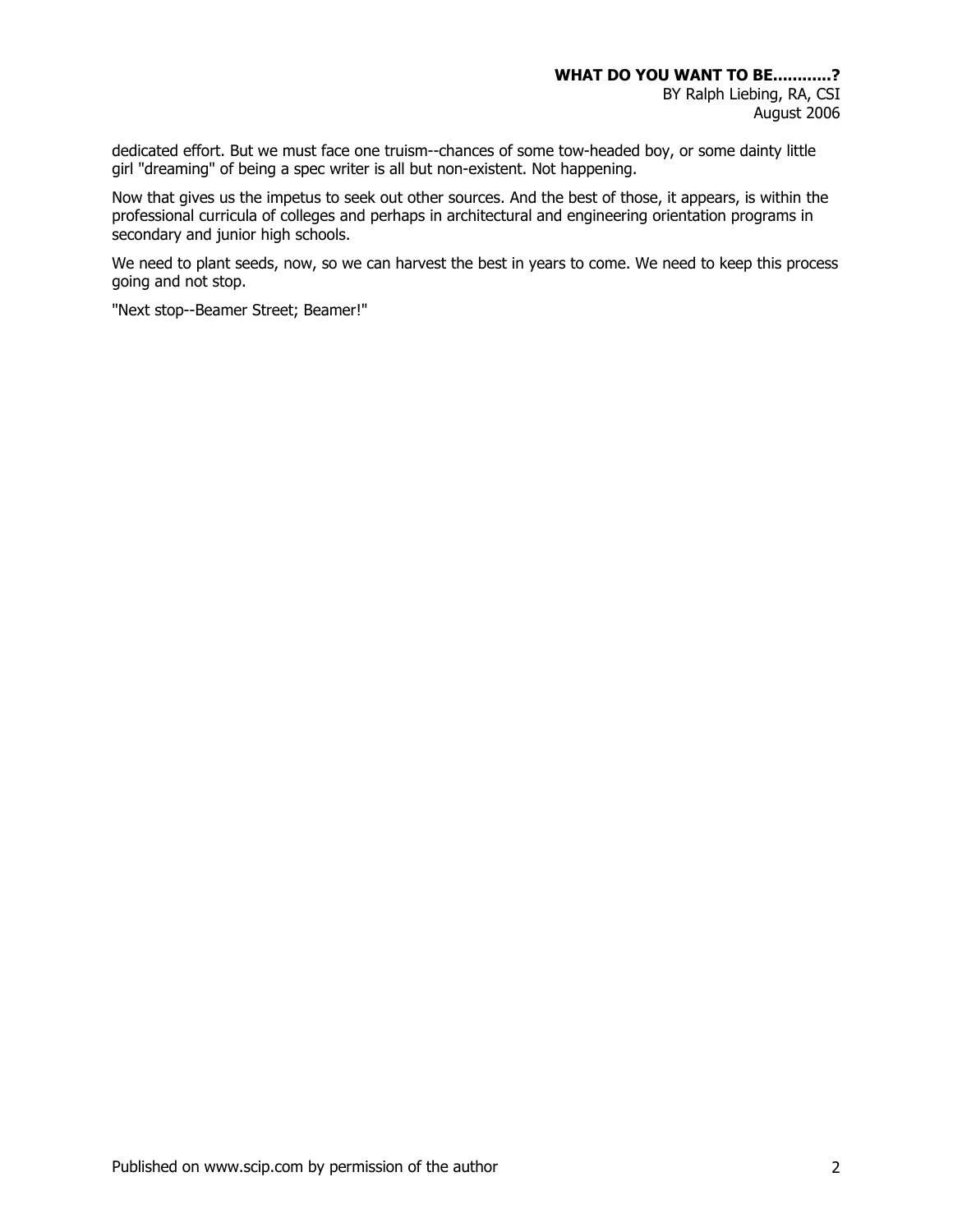dedicated effort. But we must face one truism--chances of some tow-headed boy, or some dainty little girl "dreaming" of being a spec writer is all but non-existent. Not happening.

Now that gives us the impetus to seek out other sources. And the best of those, it appears, is within the professional curricula of colleges and perhaps in architectural and engineering orientation programs in secondary and junior high schools.

We need to plant seeds, now, so we can harvest the best in years to come. We need to keep this process going and not stop.

"Next stop--Beamer Street; Beamer!"